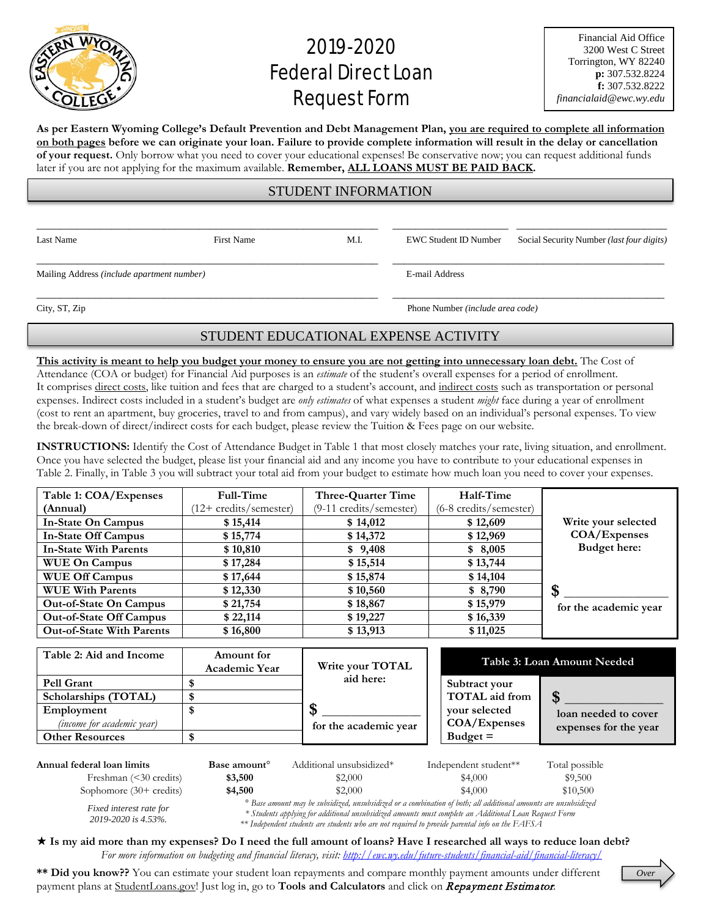# 2019-2020 Federal Direct Loan Request Form

Financial Aid Office
3200 West C Street
Torrington, WY 82240
**p:** 307.532.8224
**f:** 307.532.8222
*financialaid@ewc.wy.edu*

**As per Eastern Wyoming College's Default Prevention and Debt Management Plan, you are required to complete all information on both pages before we can originate your loan. Failure to provide complete information will result in the delay or cancellation of your request.** Only borrow what you need to cover your educational expenses! Be conservative now; you can request additional funds later if you are not applying for the maximum available. **Remember, ALL LOANS MUST BE PAID BACK.**

## STUDENT INFORMATION

| Last Name | First Name | M.I. | EWC Student ID Number | Social Security Number *(last four digits)* |
|---|---|---|---|---|
| | | | | |

Mailing Address *(include apartment number)* ______________________ E-mail Address ______________________

City, ST, Zip ______________________ Phone Number *(include area code)* ______________________

## STUDENT EDUCATIONAL EXPENSE ACTIVITY

**This activity is meant to help you budget your money to ensure you are not getting into unnecessary loan debt.** The Cost of Attendance (COA or budget) for Financial Aid purposes is an *estimate* of the student's overall expenses for a period of enrollment. It comprises direct costs, like tuition and fees that are charged to a student's account, and indirect costs such as transportation or personal expenses. Indirect costs included in a student's budget are *only estimates* of what expenses a student *might* face during a year of enrollment (cost to rent an apartment, buy groceries, travel to and from campus), and vary widely based on an individual's personal expenses. To view the break-down of direct/indirect costs for each budget, please review the Tuition & Fees page on our website.

**INSTRUCTIONS:** Identify the Cost of Attendance Budget in Table 1 that most closely matches your rate, living situation, and enrollment. Once you have selected the budget, please list your financial aid and any income you have to contribute to your educational expenses in Table 2. Finally, in Table 3 you will subtract your total aid from your budget to estimate how much loan you need to cover your expenses.

| Table 1: COA/Expenses (Annual) | Full-Time (12+ credits/semester) | Three-Quarter Time (9-11 credits/semester) | Half-Time (6-8 credits/semester) |
|---|---|---|---|
| In-State On Campus | $ 15,414 | $ 14,012 | $ 12,609 |
| In-State Off Campus | $ 15,774 | $ 14,372 | $ 12,969 |
| In-State With Parents | $ 10,810 | $ 9,408 | $ 8,005 |
| WUE On Campus | $ 17,284 | $ 15,514 | $ 13,744 |
| WUE Off Campus | $ 17,644 | $ 15,874 | $ 14,104 |
| WUE With Parents | $ 12,330 | $ 10,560 | $ 8,790 |
| Out-of-State On Campus | $ 21,754 | $ 18,867 | $ 15,979 |
| Out-of-State Off Campus | $ 22,114 | $ 19,227 | $ 16,339 |
| Out-of-State With Parents | $ 16,800 | $ 13,913 | $ 11,025 |

**Write your selected COA/Expenses Budget here:** $ ______________ for the academic year

| Table 2: Aid and Income | Amount for Academic Year |
|---|---|
| Pell Grant | $ |
| Scholarships (TOTAL) | $ |
| Employment *(income for academic year)* | $ |
| Other Resources | $ |

**Write your TOTAL aid here:** $ ______________ for the academic year

| Table 3: Loan Amount Needed | |
|---|---|
| Subtract your TOTAL aid from your selected COA/Expenses Budget = | $ ______________ loan needed to cover expenses for the year |

| Annual federal loan limits | Base amount° | Additional unsubsidized* | Independent student** | Total possible |
|---|---|---|---|---|
| Freshman (<30 credits) | **$3,500** | $2,000 | $4,000 | $9,500 |
| Sophomore (30+ credits) | **$4,500** | $2,000 | $4,000 | $10,500 |

*Fixed interest rate for 2019-2020 is 4.53%.*

*° Base amount may be subsidized, unsubsidized or a combination of both; all additional amounts are unsubsidized*
*\* Students applying for additional unsubsidized amounts must complete an Additional Loan Request Form*
*\*\* Independent students are students who are not required to provide parental info on the FAFSA*

★ **Is my aid more than my expenses? Do I need the full amount of loans? Have I researched all ways to reduce loan debt?**
*For more information on budgeting and financial literacy, visit: http://ewc.wy.edu/future-students/financial-aid/financial-literacy/*

**\*\* Did you know??** You can estimate your student loan repayments and compare monthly payment amounts under different payment plans at StudentLoans.gov! Just log in, go to **Tools and Calculators** and click on *Repayment Estimator*.

Over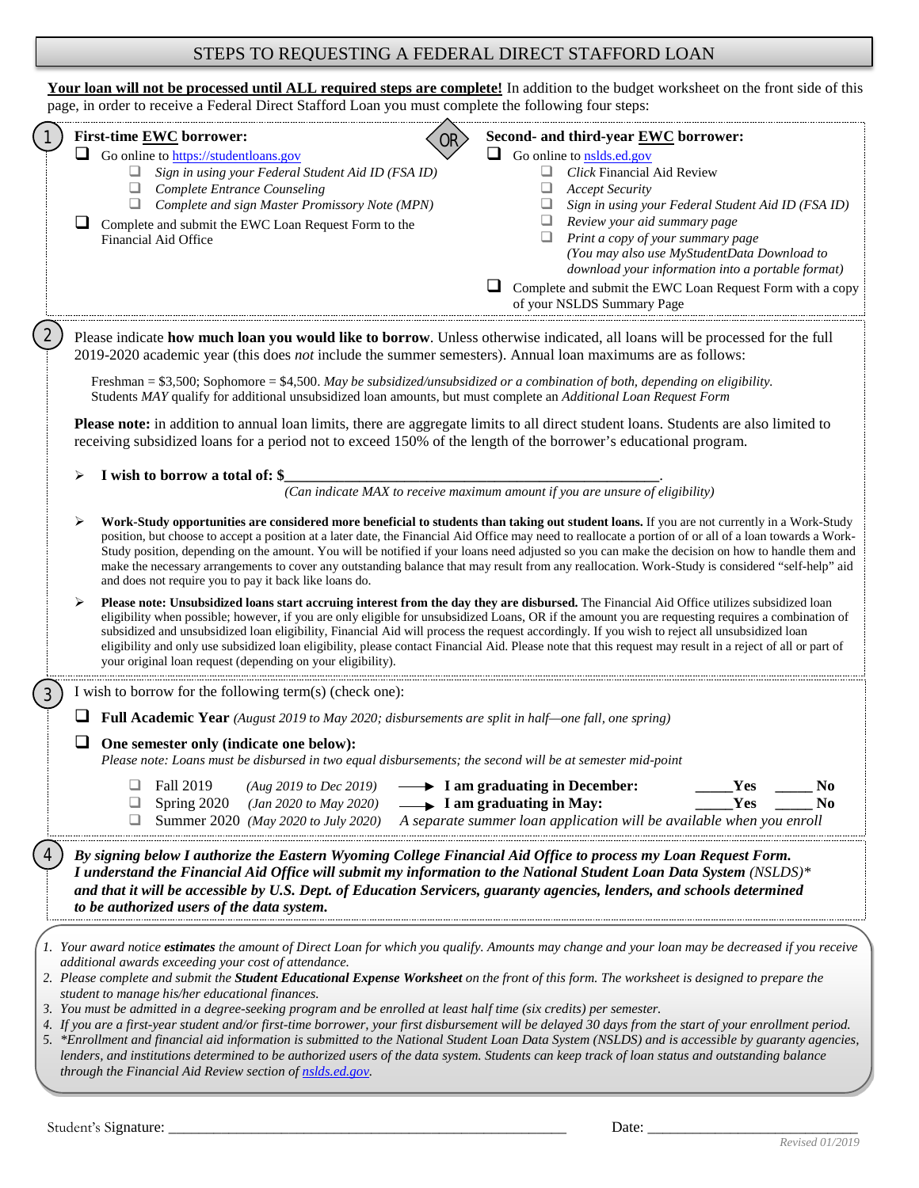# STEPS TO REQUESTING A FEDERAL DIRECT STAFFORD LOAN

**Your loan will not be processed until ALL required steps are complete!** In addition to the budget worksheet on the front side of this page, in order to receive a Federal Direct Stafford Loan you must complete the following four steps:

**1**

**First-time EWC borrower:**

- ❑ Go online to https://studentloans.gov
  - ❑ *Sign in using your Federal Student Aid ID (FSA ID)*
  - ❑ *Complete Entrance Counseling*
  - ❑ *Complete and sign Master Promissory Note (MPN)*
- ❑ Complete and submit the EWC Loan Request Form to the Financial Aid Office

**OR**

**Second- and third-year EWC borrower:**

- ❑ Go online to nslds.ed.gov
  - ❑ *Click* Financial Aid Review
  - ❑ *Accept Security*
  - ❑ *Sign in using your Federal Student Aid ID (FSA ID)*
  - ❑ *Review your aid summary page*
  - ❑ *Print a copy of your summary page (You may also use MyStudentData Download to download your information into a portable format)*
- ❑ Complete and submit the EWC Loan Request Form with a copy of your NSLDS Summary Page

**2**

Please indicate **how much loan you would like to borrow**. Unless otherwise indicated, all loans will be processed for the full 2019-2020 academic year (this does *not* include the summer semesters). Annual loan maximums are as follows:

Freshman = $3,500; Sophomore = $4,500. *May be subsidized/unsubsidized or a combination of both, depending on eligibility.* Students *MAY* qualify for additional unsubsidized loan amounts, but must complete an *Additional Loan Request Form*

**Please note:** in addition to annual loan limits, there are aggregate limits to all direct student loans. Students are also limited to receiving subsidized loans for a period not to exceed 150% of the length of the borrower's educational program.

- **I wish to borrow a total of: $**\_\_\_\_\_\_\_\_\_\_\_\_\_\_\_\_\_\_\_\_\_\_\_\_\_\_\_\_\_\_\_\_\_\_\_\_\_\_\_\_\_\_\_\_\_\_\_\_.
  *(Can indicate MAX to receive maximum amount if you are unsure of eligibility)*

- **Work-Study opportunities are considered more beneficial to students than taking out student loans.** If you are not currently in a Work-Study position, but choose to accept a position at a later date, the Financial Aid Office may need to reallocate a portion of or all of a loan towards a Work-Study position, depending on the amount. You will be notified if your loans need adjusted so you can make the decision on how to handle them and make the necessary arrangements to cover any outstanding balance that may result from any reallocation. Work-Study is considered "self-help" aid and does not require you to pay it back like loans do.

- **Please note: Unsubsidized loans start accruing interest from the day they are disbursed.** The Financial Aid Office utilizes subsidized loan eligibility when possible; however, if you are only eligible for unsubsidized Loans, OR if the amount you are requesting requires a combination of subsidized and unsubsidized loan eligibility, Financial Aid will process the request accordingly. If you wish to reject all unsubsidized loan eligibility and only use subsidized loan eligibility, please contact Financial Aid. Please note that this request may result in a reject of all or part of your original loan request (depending on your eligibility).

**3**

I wish to borrow for the following term(s) (check one):

❑ **Full Academic Year** *(August 2019 to May 2020; disbursements are split in half—one fall, one spring)*

❑ **One semester only (indicate one below):**
*Please note: Loans must be disbursed in two equal disbursements; the second will be at semester mid-point*

- ❑ Fall 2019 *(Aug 2019 to Dec 2019)* → **I am graduating in December:** \_\_\_\_\_**Yes** \_\_\_\_\_ **No**
- ❑ Spring 2020 *(Jan 2020 to May 2020)* → **I am graduating in May:** \_\_\_\_\_**Yes** \_\_\_\_\_ **No**
- ❑ Summer 2020 *(May 2020 to July 2020)* *A separate summer loan application will be available when you enroll*

**4**

***By signing below I authorize the Eastern Wyoming College Financial Aid Office to process my Loan Request Form. I understand the Financial Aid Office will submit my information to the National Student Loan Data System** (NSLDS)\** ***and that it will be accessible by U.S. Dept. of Education Servicers, guaranty agencies, lenders, and schools determined to be authorized users of the data system.***

1. *Your award notice* ***estimates*** *the amount of Direct Loan for which you qualify. Amounts may change and your loan may be decreased if you receive additional awards exceeding your cost of attendance.*
2. *Please complete and submit the* ***Student Educational Expense Worksheet*** *on the front of this form. The worksheet is designed to prepare the student to manage his/her educational finances.*
3. *You must be admitted in a degree-seeking program and be enrolled at least half time (six credits) per semester.*
4. *If you are a first-year student and/or first-time borrower, your first disbursement will be delayed 30 days from the start of your enrollment period.*
5. *\*Enrollment and financial aid information is submitted to the National Student Loan Data System (NSLDS) and is accessible by guaranty agencies, lenders, and institutions determined to be authorized users of the data system. Students can keep track of loan status and outstanding balance through the Financial Aid Review section of nslds.ed.gov.*

Student's Signature: \_\_\_\_\_\_\_\_\_\_\_\_\_\_\_\_\_\_\_\_\_\_\_\_\_\_\_\_\_\_\_\_\_\_\_\_\_\_\_\_\_\_\_\_\_\_\_\_ Date: \_\_\_\_\_\_\_\_\_\_\_\_\_\_\_\_\_\_\_\_\_\_\_\_\_\_

*Revised 01/2019*